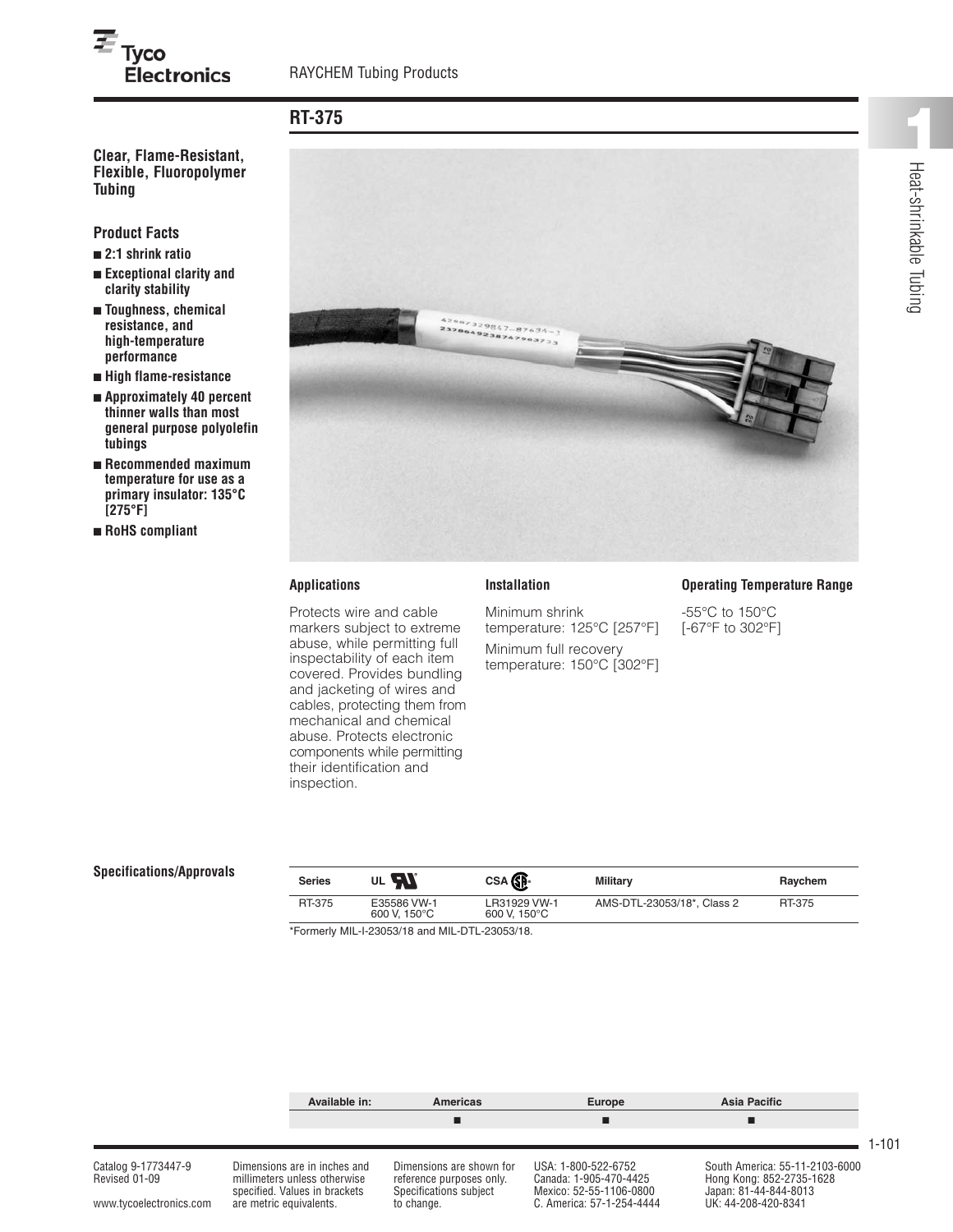## RT-375

**Clear, Flame-Resistant, Flexible, Fluoropolymer Tubing**

### Product Facts

- **2:1 shrink ratio**
- **Exceptional clarity and clarity stability**
- **Toughness, chemical resistance, and high-temperature performance**
- **High flame-resistance**
- **Approximately 40 percent thinner walls than most general purpose polyolefin tubings**
- **Recommended maximum temperature for use as a primary insulator: 135°C [275°F]**
- **RoHS compliant**

### Applications

Protects wire and cable markers subject to extreme abuse, while permitting full inspectability of each item covered. Provides bundling and jacketing of wires and cables, protecting them from mechanical and chemical abuse. Protects electronic components while permitting their identification and inspection.

### Installation

Minimum shrink temperature: 125°C [257°F]

Minimum full recovery temperature: 150°C [302°F]

### Operating Temperature Range

-55°C to 150°C [-67°F to 302°F]

### Specifications/Approvals

| Series | UL | CSA | Military | Raychem |
|---|---|---|---|---|
| RT-375 | E35586 VW-1 600 V, 150°C | LR31929 VW-1 600 V, 150°C | AMS-DTL-23053/18*, Class 2 | RT-375 |

*Formerly MIL-I-23053/18 and MIL-DTL-23053/18.

| Available in: | Americas | Europe | Asia Pacific |
|---|---|---|---|
| | ■ | ■ | ■ |

Catalog 9-1773447-9
Revised 01-09

www.tycoelectronics.com

Dimensions are in inches and millimeters unless otherwise specified. Values in brackets are metric equivalents.

Dimensions are shown for reference purposes only. Specifications subject to change.

USA: 1-800-522-6752
Canada: 1-905-470-4425
Mexico: 52-55-1106-0800
C. America: 57-1-254-4444

South America: 55-11-2103-6000
Hong Kong: 852-2735-1628
Japan: 81-44-844-8013
UK: 44-208-420-8341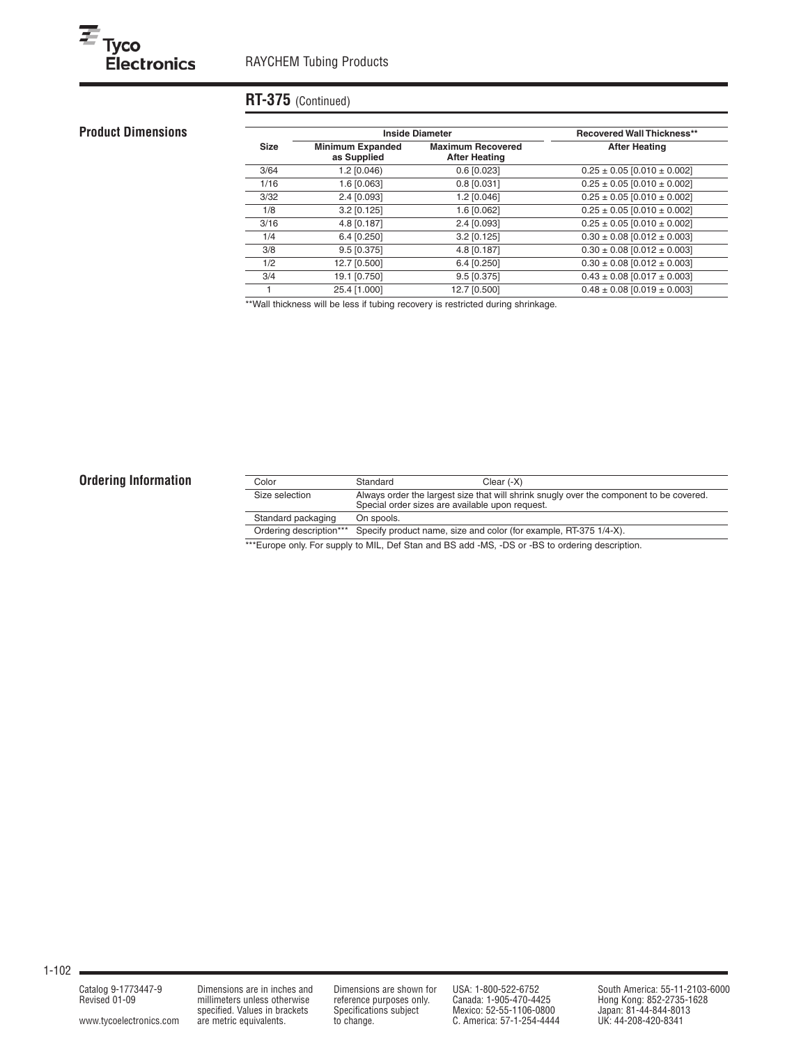## RT-375 (Continued)

### Product Dimensions

| | Inside Diameter | | Recovered Wall Thickness** |
|---|---|---|---|
| Size | Minimum Expanded as Supplied | Maximum Recovered After Heating | After Heating |
| 3/64 | 1.2 [0.046] | 0.6 [0.023] | 0.25 ± 0.05 [0.010 ± 0.002] |
| 1/16 | 1.6 [0.063] | 0.8 [0.031] | 0.25 ± 0.05 [0.010 ± 0.002] |
| 3/32 | 2.4 [0.093] | 1.2 [0.046] | 0.25 ± 0.05 [0.010 ± 0.002] |
| 1/8 | 3.2 [0.125] | 1.6 [0.062] | 0.25 ± 0.05 [0.010 ± 0.002] |
| 3/16 | 4.8 [0.187] | 2.4 [0.093] | 0.25 ± 0.05 [0.010 ± 0.002] |
| 1/4 | 6.4 [0.250] | 3.2 [0.125] | 0.30 ± 0.08 [0.012 ± 0.003] |
| 3/8 | 9.5 [0.375] | 4.8 [0.187] | 0.30 ± 0.08 [0.012 ± 0.003] |
| 1/2 | 12.7 [0.500] | 6.4 [0.250] | 0.30 ± 0.08 [0.012 ± 0.003] |
| 3/4 | 19.1 [0.750] | 9.5 [0.375] | 0.43 ± 0.08 [0.017 ± 0.003] |
| 1 | 25.4 [1.000] | 12.7 [0.500] | 0.48 ± 0.08 [0.019 ± 0.003] |

**Wall thickness will be less if tubing recovery is restricted during shrinkage.

### Ordering Information

| | | |
|---|---|---|
| Color | Standard | Clear (-X) |
| Size selection | Always order the largest size that will shrink snugly over the component to be covered. Special order sizes are available upon request. | |
| Standard packaging | On spools. | |
| Ordering description*** | Specify product name, size and color (for example, RT-375 1/4-X). | |

***Europe only. For supply to MIL, Def Stan and BS add -MS, -DS or -BS to ordering description.

Catalog 9-1773447-9
Revised 01-09

www.tycoelectronics.com

Dimensions are in inches and millimeters unless otherwise specified. Values in brackets are metric equivalents.

Dimensions are shown for reference purposes only. Specifications subject to change.

USA: 1-800-522-6752
Canada: 1-905-470-4425
Mexico: 52-55-1106-0800
C. America: 57-1-254-4444

South America: 55-11-2103-6000
Hong Kong: 852-2735-1628
Japan: 81-44-844-8013
UK: 44-208-420-8341